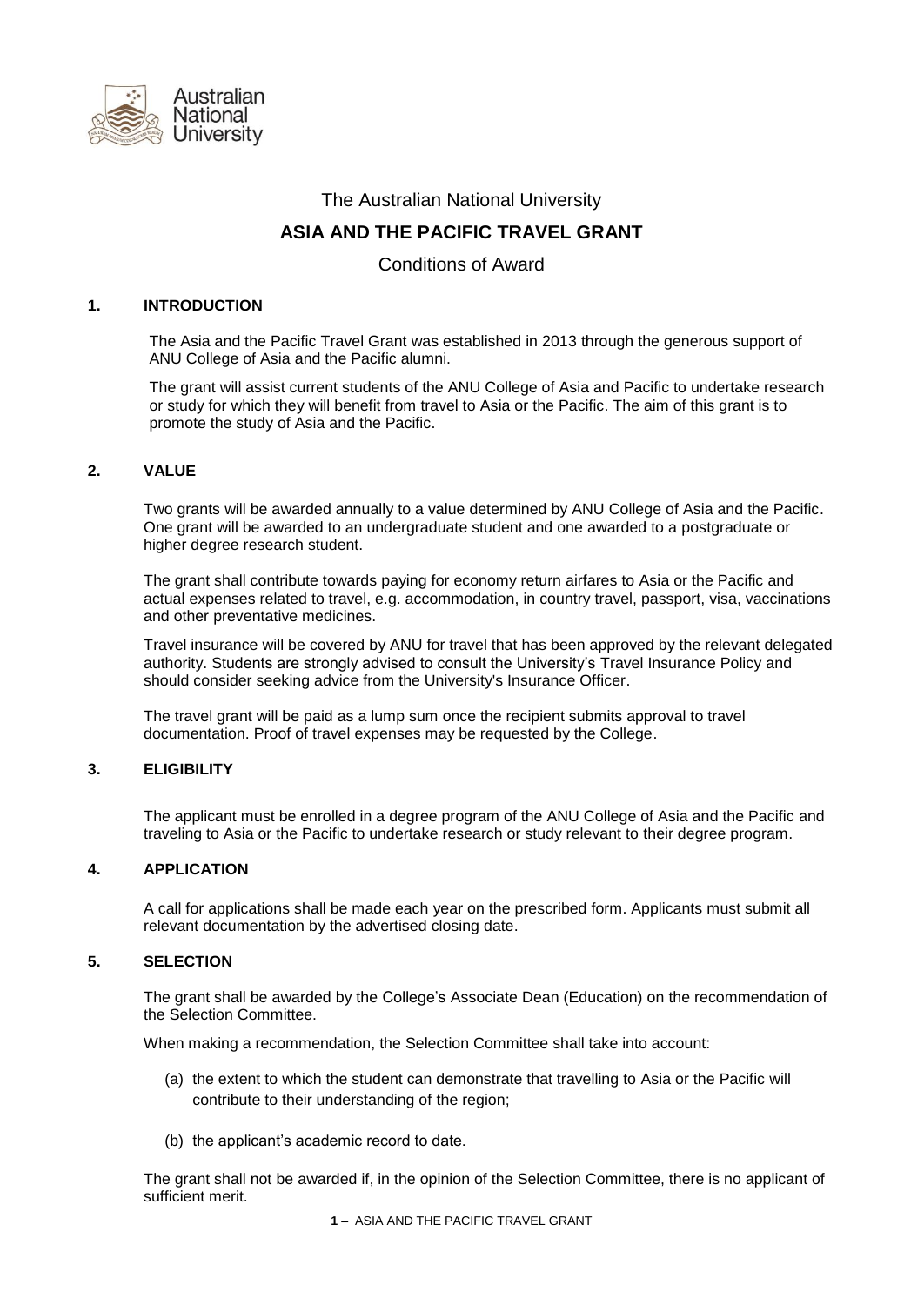The Australian National University

# ASIA AND THE PACIFIC TRAVEL GRANT

Conditions of Award

## 1. INTRODUCTION

The Asia and the Pacific Travel Grant was established in 2013 through the generous support of ANU College of Asia and the Pacific alumni.

The grant will assist current students of the ANU College of Asia and Pacific to undertake research or study for which they will benefit from travel to Asia or the Pacific. The aim of this grant is to promote the study of Asia and the Pacific.

## 2. VALUE

Two grants will be awarded annually to a value determined by ANU College of Asia and the Pacific. One grant will be awarded to an undergraduate student and one awarded to a postgraduate or higher degree research student.

The grant shall contribute towards paying for economy return airfares to Asia or the Pacific and actual expenses related to travel, e.g. accommodation, in country travel, passport, visa, vaccinations and other preventative medicines.

Travel insurance will be covered by ANU for travel that has been approved by the relevant delegated authority. Students are strongly advised to consult the University's Travel Insurance Policy and should consider seeking advice from the University's Insurance Officer.

The travel grant will be paid as a lump sum once the recipient submits approval to travel documentation. Proof of travel expenses may be requested by the College.

## 3. ELIGIBILITY

The applicant must be enrolled in a degree program of the ANU College of Asia and the Pacific and traveling to Asia or the Pacific to undertake research or study relevant to their degree program.

## 4. APPLICATION

A call for applications shall be made each year on the prescribed form. Applicants must submit all relevant documentation by the advertised closing date.

## 5. SELECTION

The grant shall be awarded by the College's Associate Dean (Education) on the recommendation of the Selection Committee.

When making a recommendation, the Selection Committee shall take into account:

(a) the extent to which the student can demonstrate that travelling to Asia or the Pacific will contribute to their understanding of the region;

(b) the applicant's academic record to date.

The grant shall not be awarded if, in the opinion of the Selection Committee, there is no applicant of sufficient merit.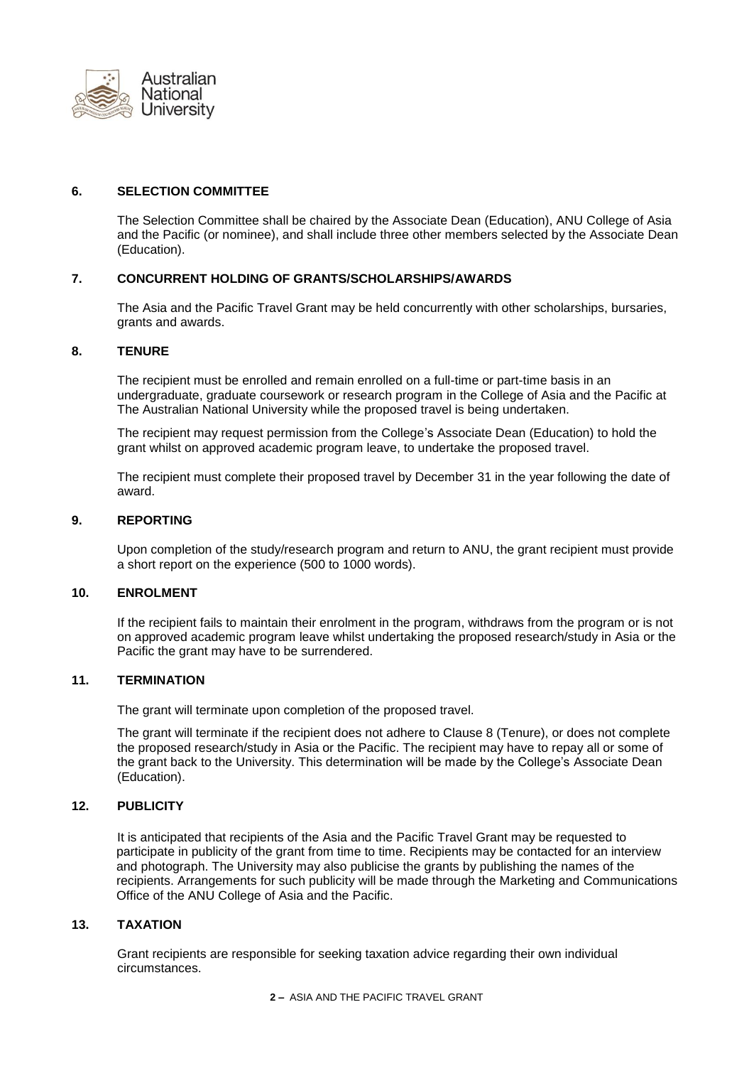## 6. SELECTION COMMITTEE

The Selection Committee shall be chaired by the Associate Dean (Education), ANU College of Asia and the Pacific (or nominee), and shall include three other members selected by the Associate Dean (Education).

## 7. CONCURRENT HOLDING OF GRANTS/SCHOLARSHIPS/AWARDS

The Asia and the Pacific Travel Grant may be held concurrently with other scholarships, bursaries, grants and awards.

## 8. TENURE

The recipient must be enrolled and remain enrolled on a full-time or part-time basis in an undergraduate, graduate coursework or research program in the College of Asia and the Pacific at The Australian National University while the proposed travel is being undertaken.

The recipient may request permission from the College's Associate Dean (Education) to hold the grant whilst on approved academic program leave, to undertake the proposed travel.

The recipient must complete their proposed travel by December 31 in the year following the date of award.

## 9. REPORTING

Upon completion of the study/research program and return to ANU, the grant recipient must provide a short report on the experience (500 to 1000 words).

## 10. ENROLMENT

If the recipient fails to maintain their enrolment in the program, withdraws from the program or is not on approved academic program leave whilst undertaking the proposed research/study in Asia or the Pacific the grant may have to be surrendered.

## 11. TERMINATION

The grant will terminate upon completion of the proposed travel.

The grant will terminate if the recipient does not adhere to Clause 8 (Tenure), or does not complete the proposed research/study in Asia or the Pacific. The recipient may have to repay all or some of the grant back to the University. This determination will be made by the College's Associate Dean (Education).

## 12. PUBLICITY

It is anticipated that recipients of the Asia and the Pacific Travel Grant may be requested to participate in publicity of the grant from time to time. Recipients may be contacted for an interview and photograph. The University may also publicise the grants by publishing the names of the recipients. Arrangements for such publicity will be made through the Marketing and Communications Office of the ANU College of Asia and the Pacific.

## 13. TAXATION

Grant recipients are responsible for seeking taxation advice regarding their own individual circumstances.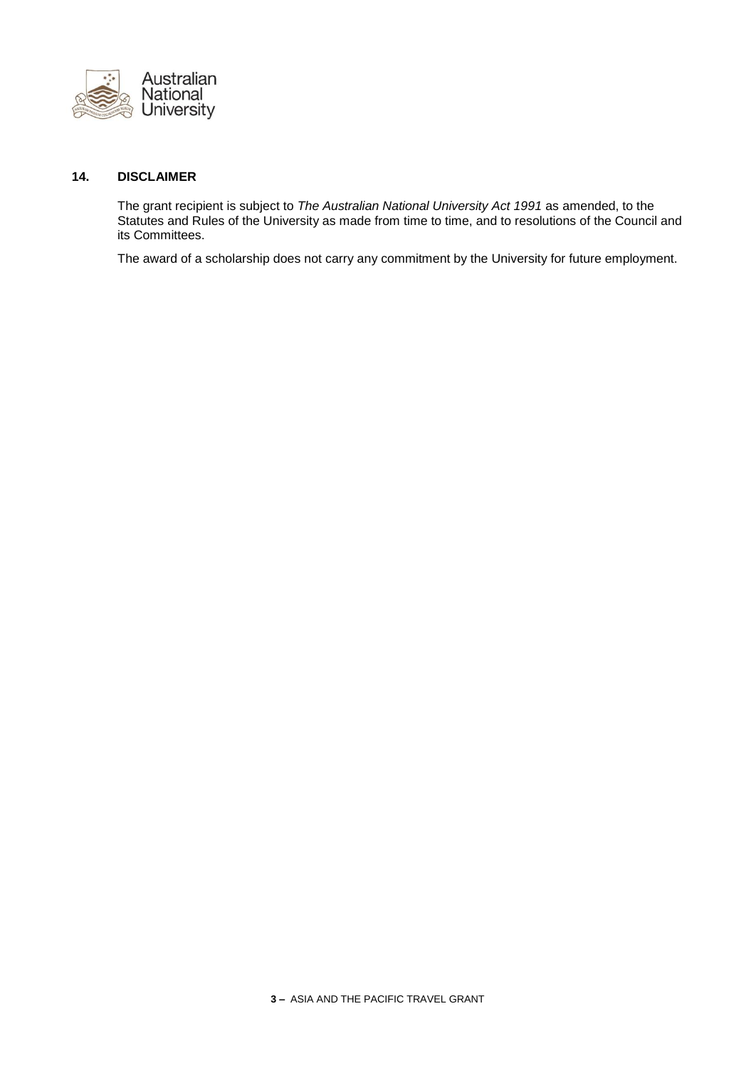## 14. DISCLAIMER

The grant recipient is subject to *The Australian National University Act 1991* as amended, to the Statutes and Rules of the University as made from time to time, and to resolutions of the Council and its Committees.

The award of a scholarship does not carry any commitment by the University for future employment.